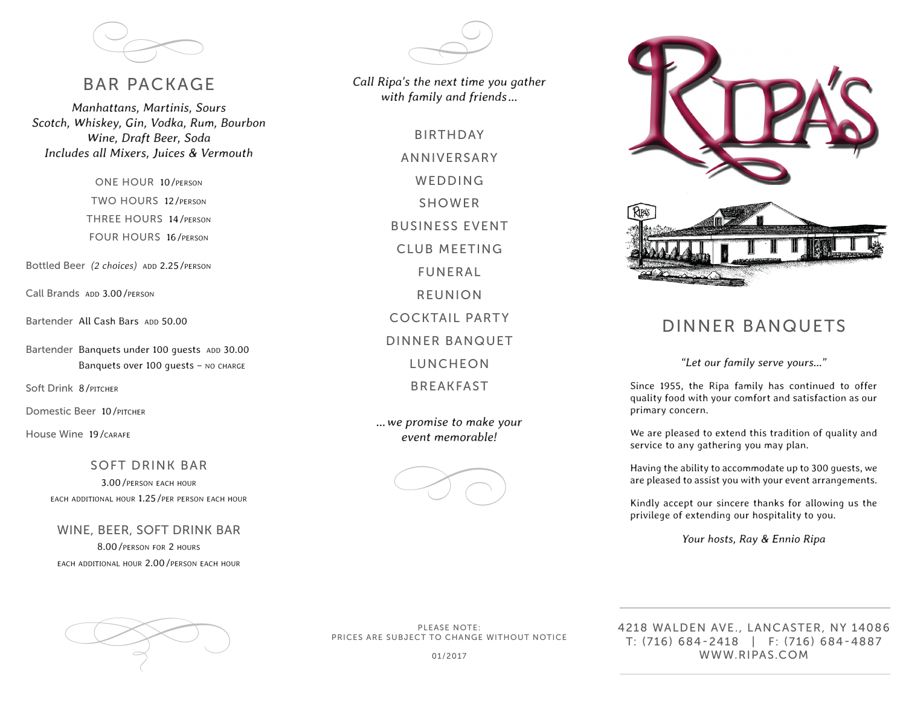## BAR PACKAGE

*Manhattans, Martinis, Sours*
*Scotch, Whiskey, Gin, Vodka, Rum, Bourbon*
*Wine, Draft Beer, Soda*
*Includes all Mixers, Juices & Vermouth*

ONE HOUR 10/PERSON
TWO HOURS 12/PERSON
THREE HOURS 14/PERSON
FOUR HOURS 16/PERSON

Bottled Beer *(2 choices)* ADD 2.25/PERSON

Call Brands ADD 3.00/PERSON

Bartender All Cash Bars ADD 50.00

Bartender Banquets under 100 guests ADD 30.00
Banquets over 100 guests – NO CHARGE

Soft Drink 8/PITCHER

Domestic Beer 10/PITCHER

House Wine 19/CARAFE

### SOFT DRINK BAR

3.00/PERSON EACH HOUR
EACH ADDITIONAL HOUR 1.25/PER PERSON EACH HOUR

### WINE, BEER, SOFT DRINK BAR

8.00/PERSON FOR 2 HOURS
EACH ADDITIONAL HOUR 2.00/PERSON EACH HOUR

*Call Ripa's the next time you gather with family and friends…*

BIRTHDAY
ANNIVERSARY
WEDDING
SHOWER
BUSINESS EVENT
CLUB MEETING
FUNERAL
REUNION
COCKTAIL PARTY
DINNER BANQUET
LUNCHEON
BREAKFAST

*…we promise to make your event memorable!*

PLEASE NOTE:
PRICES ARE SUBJECT TO CHANGE WITHOUT NOTICE

01/2017

# RIPA'S

## DINNER BANQUETS

*"Let our family serve yours..."*

Since 1955, the Ripa family has continued to offer quality food with your comfort and satisfaction as our primary concern.

We are pleased to extend this tradition of quality and service to any gathering you may plan.

Having the ability to accommodate up to 300 guests, we are pleased to assist you with your event arrangements.

Kindly accept our sincere thanks for allowing us the privilege of extending our hospitality to you.

*Your hosts, Ray & Ennio Ripa*

4218 WALDEN AVE., LANCASTER, NY 14086
T: (716) 684-2418 | F: (716) 684-4887
WWW.RIPAS.COM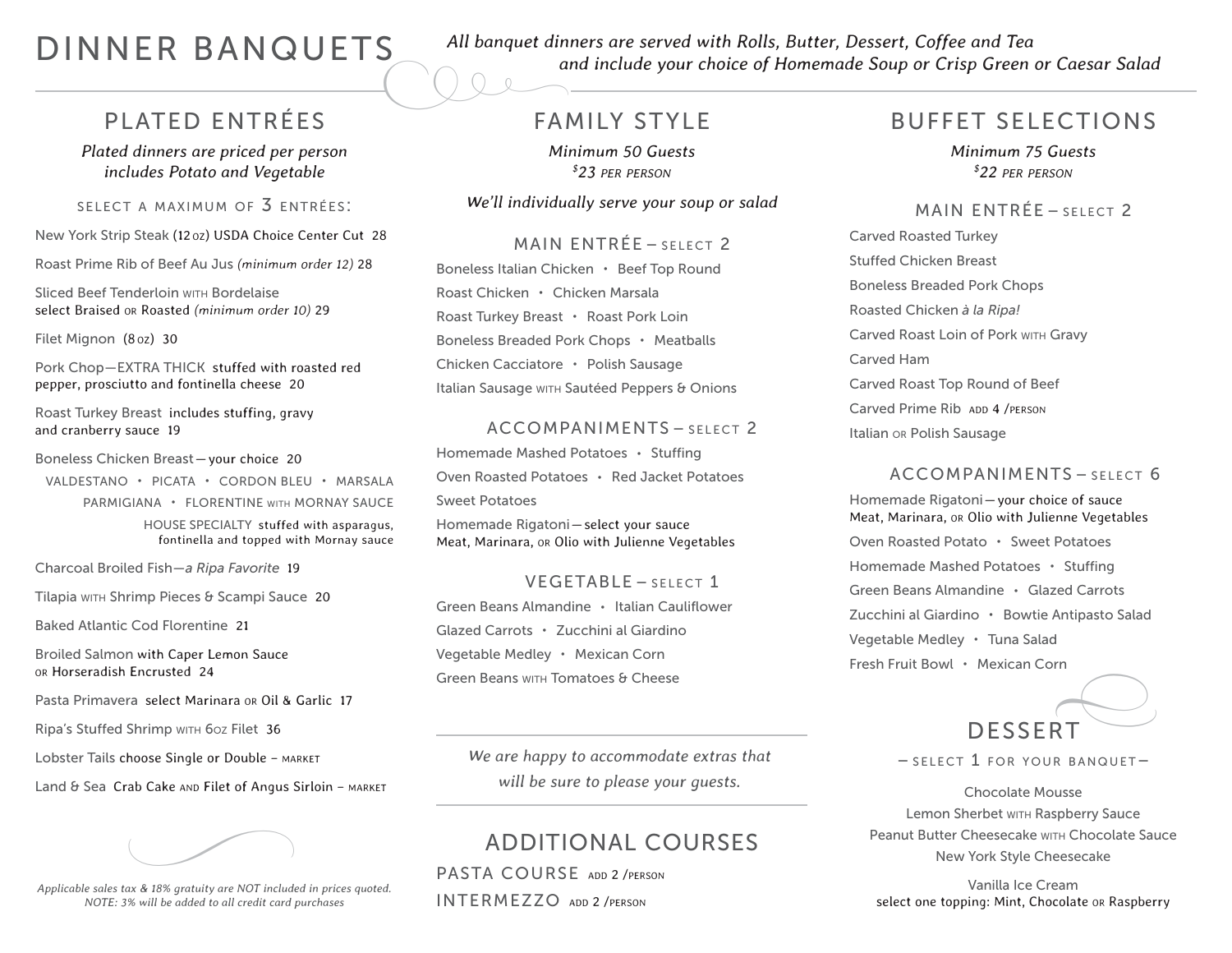# DINNER BANQUETS

*All banquet dinners are served with Rolls, Butter, Dessert, Coffee and Tea and include your choice of Homemade Soup or Crisp Green or Caesar Salad*

## PLATED ENTRÉES

*Plated dinners are priced per person includes Potato and Vegetable*

SELECT A MAXIMUM OF 3 ENTRÉES:

New York Strip Steak (12 oz) USDA Choice Center Cut 28

Roast Prime Rib of Beef Au Jus *(minimum order 12)* 28

Sliced Beef Tenderloin WITH Bordelaise select Braised OR Roasted *(minimum order 10)* 29

Filet Mignon (8 oz) 30

Pork Chop—EXTRA THICK stuffed with roasted red pepper, prosciutto and fontinella cheese 20

Roast Turkey Breast includes stuffing, gravy and cranberry sauce 19

Boneless Chicken Breast—your choice 20
VALDESTANO • PICATA • CORDON BLEU • MARSALA
PARMIGIANA • FLORENTINE WITH MORNAY SAUCE
HOUSE SPECIALTY stuffed with asparagus, fontinella and topped with Mornay sauce

Charcoal Broiled Fish—*a Ripa Favorite* 19

Tilapia WITH Shrimp Pieces & Scampi Sauce 20

Baked Atlantic Cod Florentine 21

Broiled Salmon with Caper Lemon Sauce OR Horseradish Encrusted 24

Pasta Primavera select Marinara OR Oil & Garlic 17

Ripa's Stuffed Shrimp WITH 6oz Filet 36

Lobster Tails choose Single or Double – MARKET

Land & Sea Crab Cake AND Filet of Angus Sirloin – MARKET

*Applicable sales tax & 18% gratuity are NOT included in prices quoted. NOTE: 3% will be added to all credit card purchases*

## FAMILY STYLE

*Minimum 50 Guests*
*$23 PER PERSON*

*We'll individually serve your soup or salad*

### MAIN ENTRÉE – SELECT 2

Boneless Italian Chicken • Beef Top Round
Roast Chicken • Chicken Marsala
Roast Turkey Breast • Roast Pork Loin
Boneless Breaded Pork Chops • Meatballs
Chicken Cacciatore • Polish Sausage
Italian Sausage WITH Sautéed Peppers & Onions

### ACCOMPANIMENTS – SELECT 2

Homemade Mashed Potatoes • Stuffing
Oven Roasted Potatoes • Red Jacket Potatoes
Sweet Potatoes
Homemade Rigatoni—select your sauce Meat, Marinara, OR Olio with Julienne Vegetables

### VEGETABLE – SELECT 1

Green Beans Almandine • Italian Cauliflower
Glazed Carrots • Zucchini al Giardino
Vegetable Medley • Mexican Corn
Green Beans WITH Tomatoes & Cheese

*We are happy to accommodate extras that will be sure to please your guests.*

## ADDITIONAL COURSES

PASTA COURSE ADD 2 /PERSON
INTERMEZZO ADD 2 /PERSON

## BUFFET SELECTIONS

*Minimum 75 Guests*
*$22 PER PERSON*

### MAIN ENTRÉE – SELECT 2

Carved Roasted Turkey
Stuffed Chicken Breast
Boneless Breaded Pork Chops
Roasted Chicken *à la Ripa!*
Carved Roast Loin of Pork WITH Gravy
Carved Ham
Carved Roast Top Round of Beef
Carved Prime Rib ADD 4 /PERSON
Italian OR Polish Sausage

### ACCOMPANIMENTS – SELECT 6

Homemade Rigatoni—your choice of sauce Meat, Marinara, OR Olio with Julienne Vegetables
Oven Roasted Potato • Sweet Potatoes
Homemade Mashed Potatoes • Stuffing
Green Beans Almandine • Glazed Carrots
Zucchini al Giardino • Bowtie Antipasto Salad
Vegetable Medley • Tuna Salad
Fresh Fruit Bowl • Mexican Corn

## DESSERT

– SELECT 1 FOR YOUR BANQUET –

Chocolate Mousse
Lemon Sherbet WITH Raspberry Sauce
Peanut Butter Cheesecake WITH Chocolate Sauce
New York Style Cheesecake

Vanilla Ice Cream
select one topping: Mint, Chocolate OR Raspberry